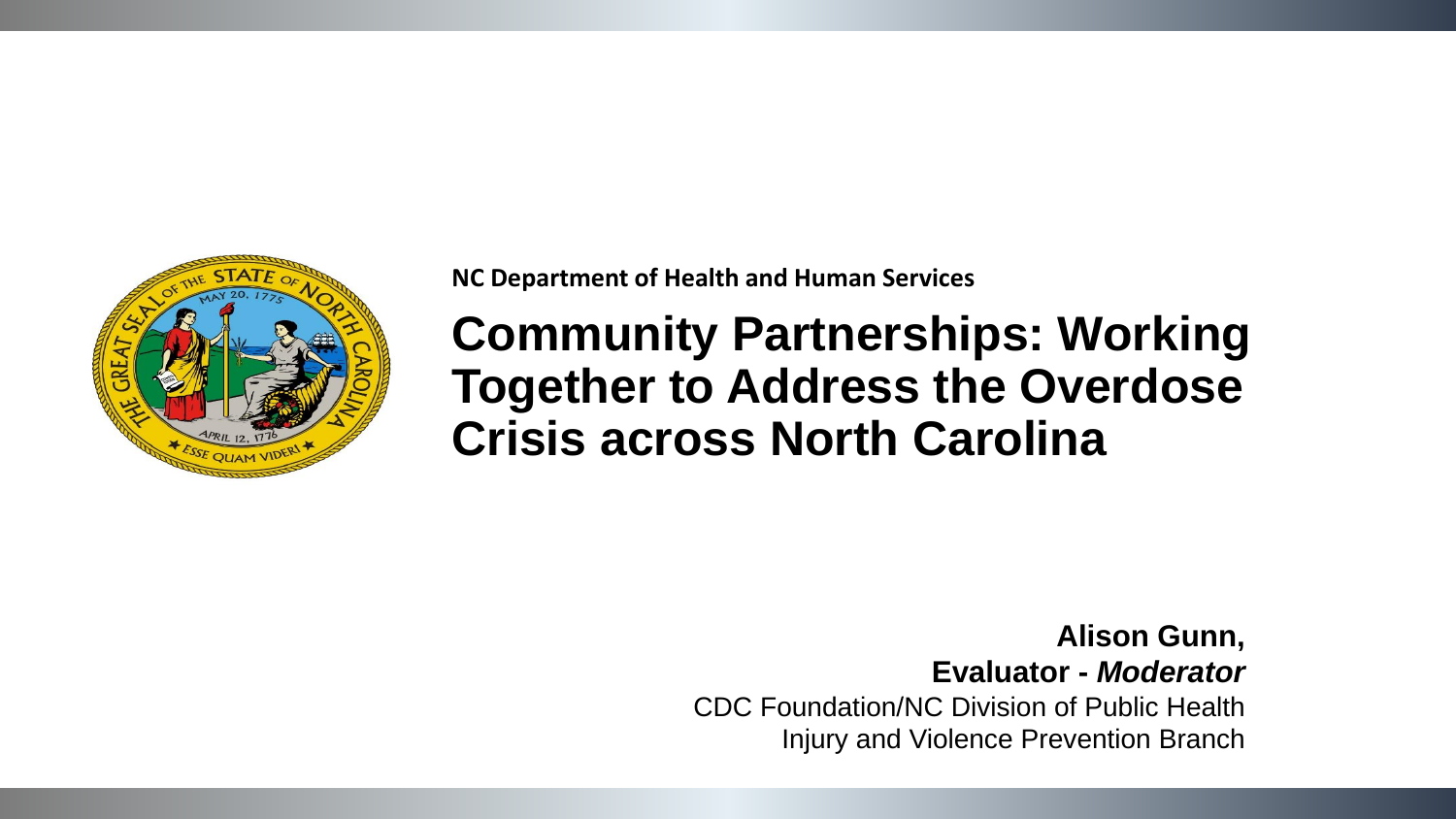NC Department of Health and Human Services

# Community Partnerships: Working Together to Address the Overdose Crisis across North Carolina

**Alison Gunn,**
**Evaluator - *Moderator***
CDC Foundation/NC Division of Public Health
Injury and Violence Prevention Branch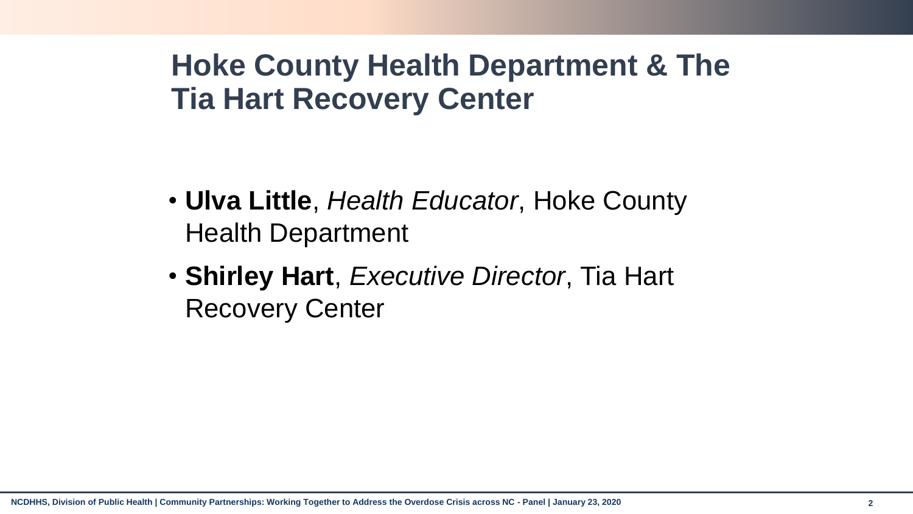# Hoke County Health Department & The Tia Hart Recovery Center

- **Ulva Little**, *Health Educator*, Hoke County Health Department
- **Shirley Hart**, *Executive Director*, Tia Hart Recovery Center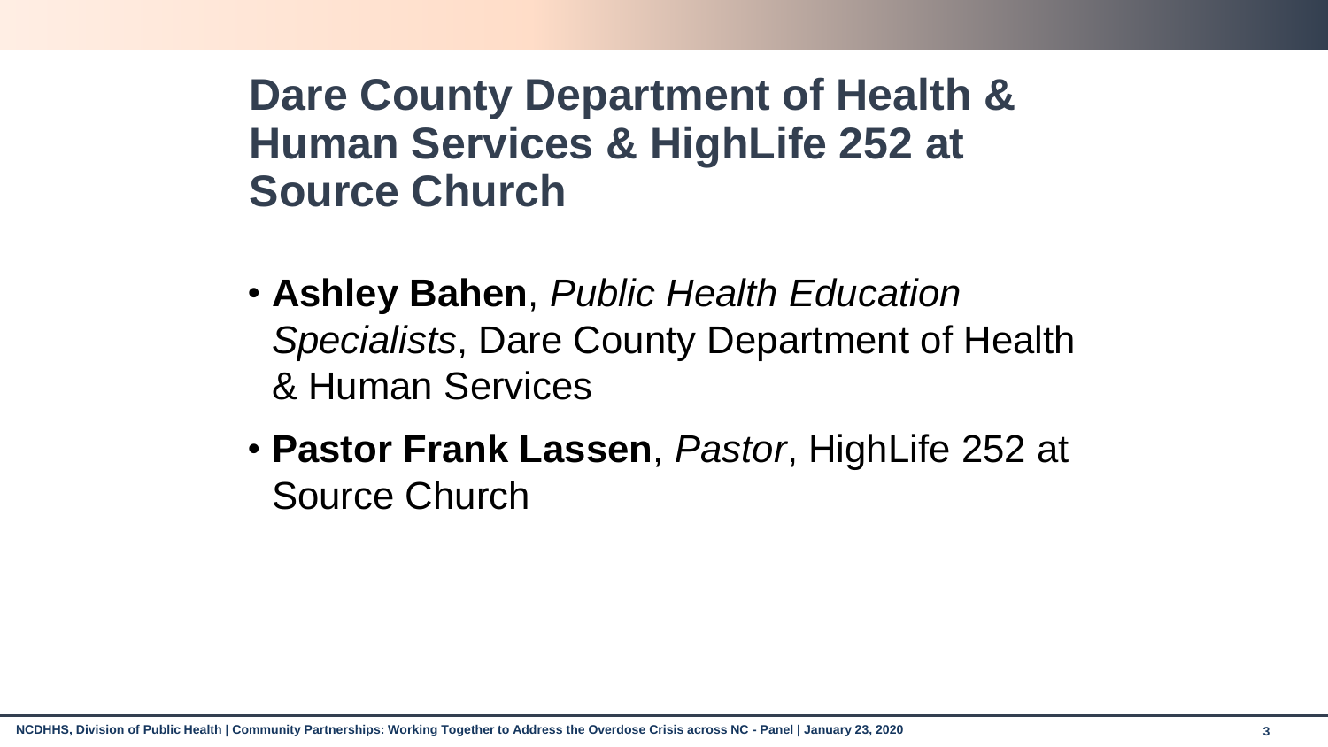# Dare County Department of Health & Human Services & HighLife 252 at Source Church

- **Ashley Bahen**, *Public Health Education Specialists*, Dare County Department of Health & Human Services
- **Pastor Frank Lassen**, *Pastor*, HighLife 252 at Source Church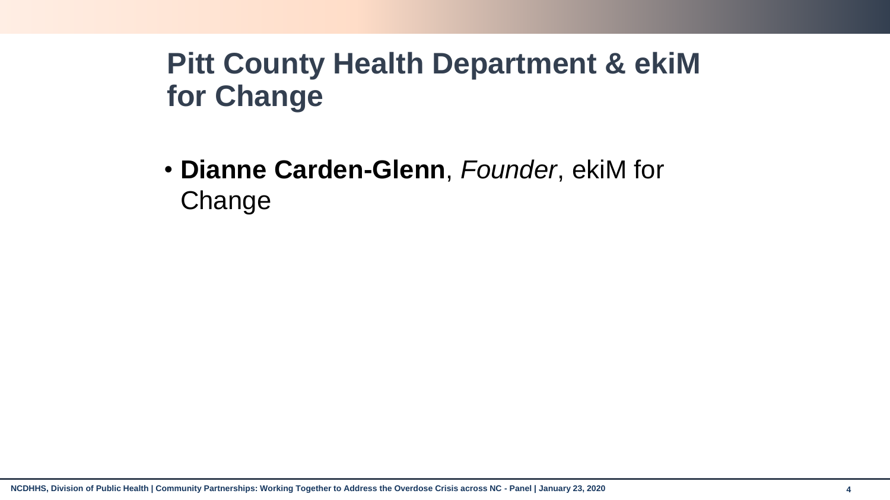# Pitt County Health Department & ekiM for Change

- **Dianne Carden-Glenn**, *Founder*, ekiM for Change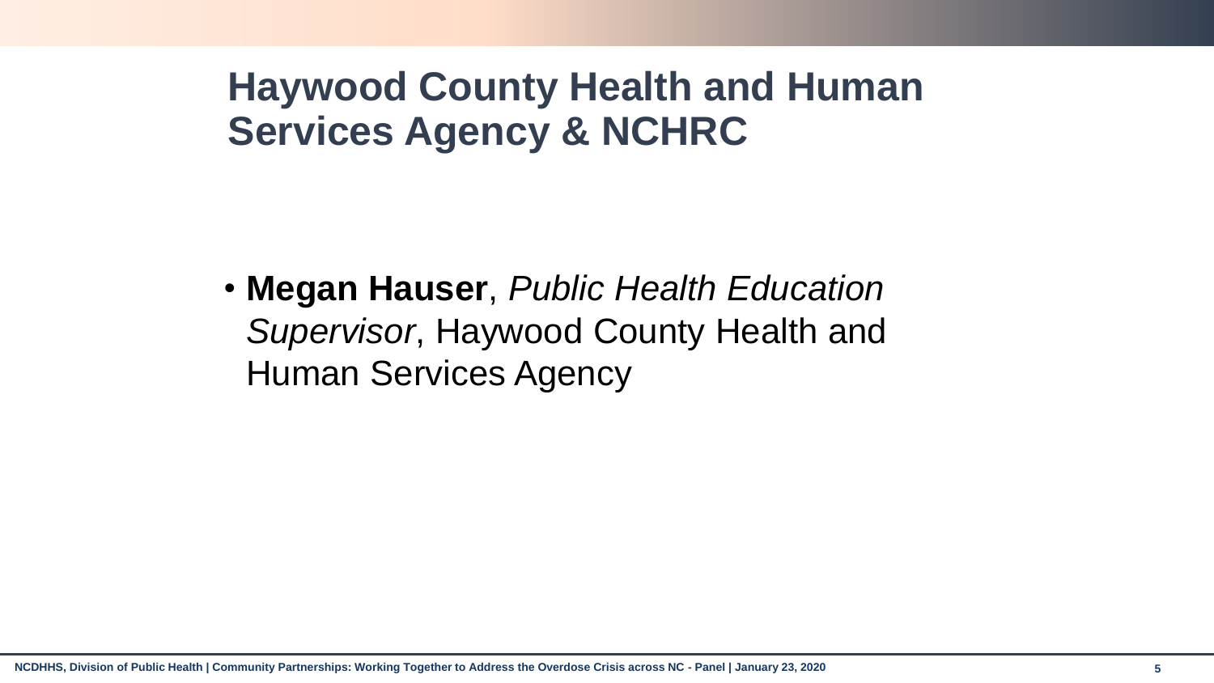# Haywood County Health and Human Services Agency & NCHRC

- **Megan Hauser**, *Public Health Education Supervisor*, Haywood County Health and Human Services Agency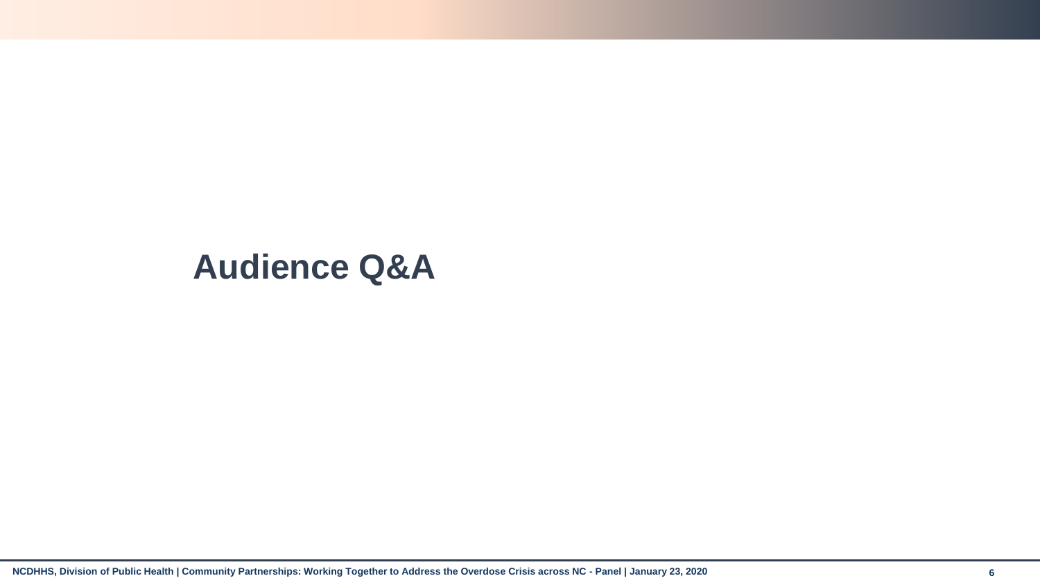# Audience Q&A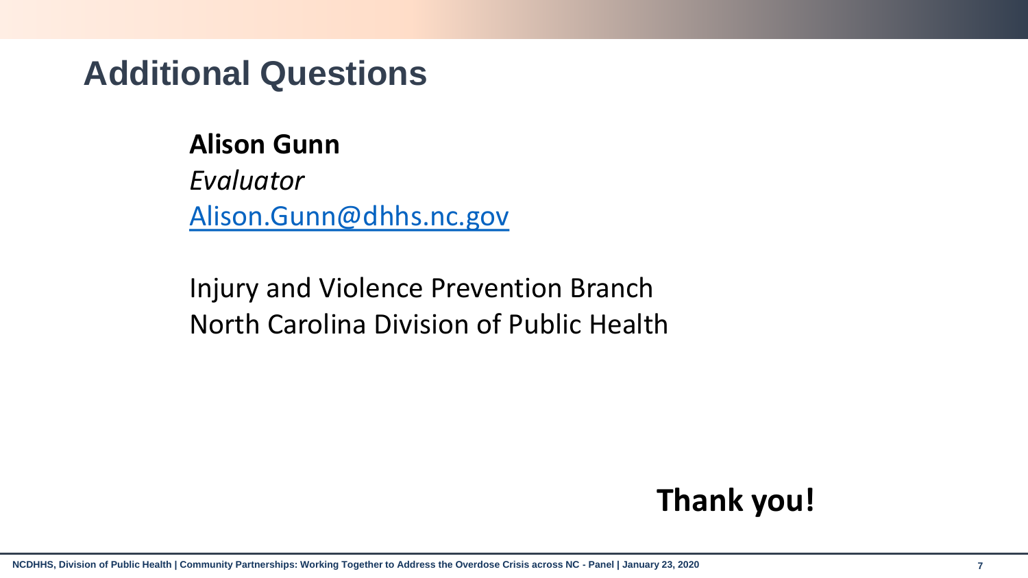# Additional Questions

**Alison Gunn**

*Evaluator*

[Alison.Gunn@dhhs.nc.gov](mailto:Alison.Gunn@dhhs.nc.gov)

Injury and Violence Prevention Branch
North Carolina Division of Public Health

**Thank you!**